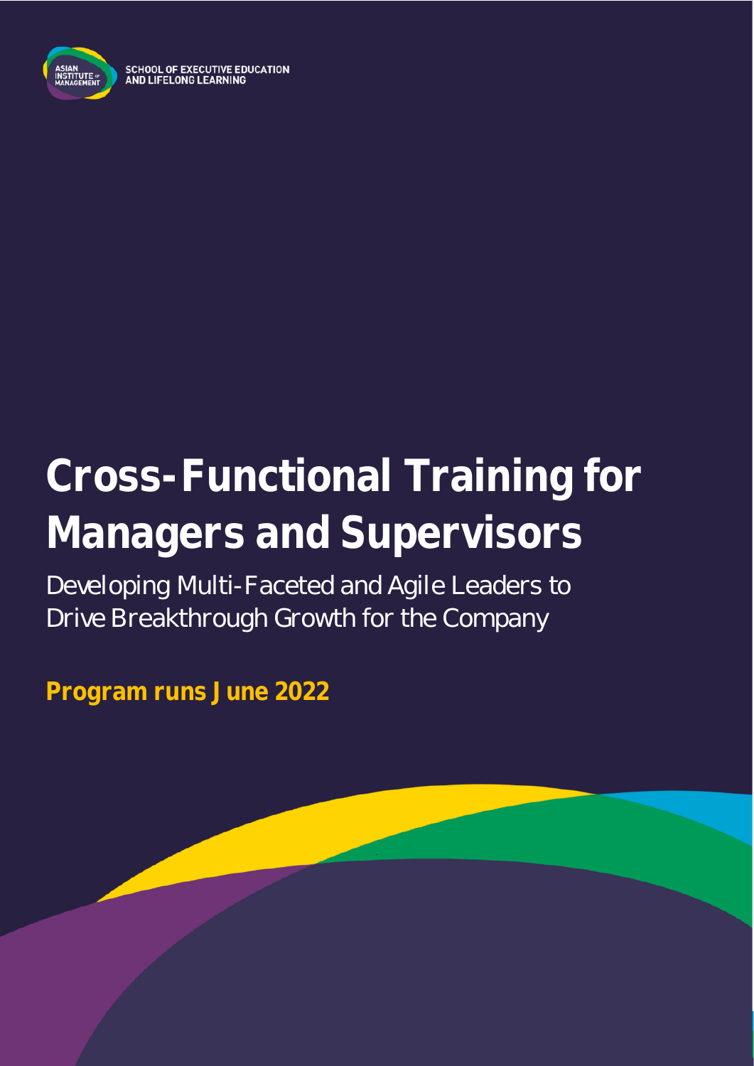SCHOOL OF EXECUTIVE EDUCATION AND LIFELONG LEARNING

# Cross-Functional Training for Managers and Supervisors

Developing Multi-Faceted and Agile Leaders to Drive Breakthrough Growth for the Company

**Program runs June 2022**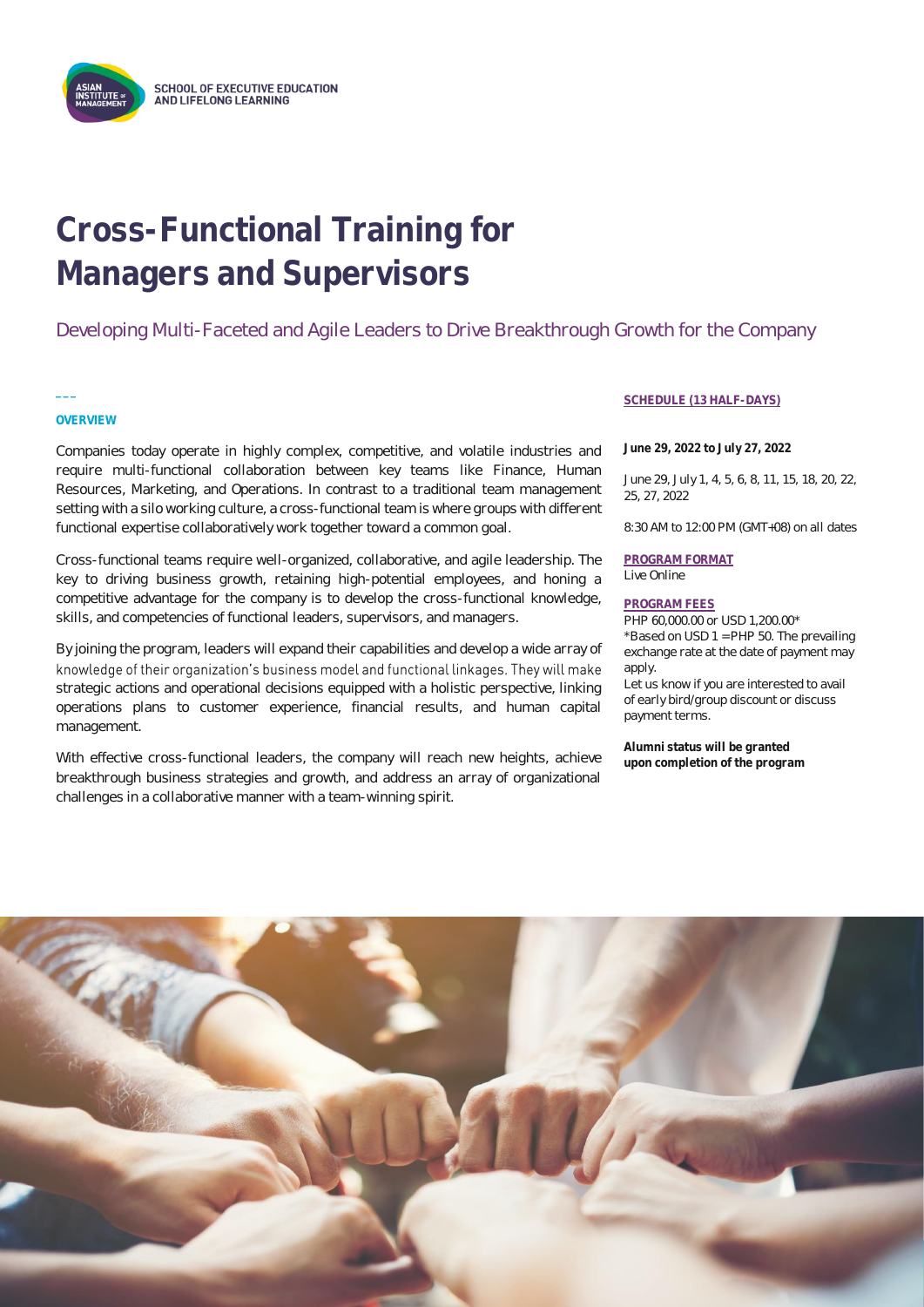SCHOOL OF EXECUTIVE EDUCATION AND LIFELONG LEARNING

# Cross-Functional Training for Managers and Supervisors

Developing Multi-Faceted and Agile Leaders to Drive Breakthrough Growth for the Company

## OVERVIEW

Companies today operate in highly complex, competitive, and volatile industries and require multi-functional collaboration between key teams like Finance, Human Resources, Marketing, and Operations. In contrast to a traditional team management setting with a silo working culture, a cross-functional team is where groups with different functional expertise collaboratively work together toward a common goal.

Cross-functional teams require well-organized, collaborative, and agile leadership. The key to driving business growth, retaining high-potential employees, and honing a competitive advantage for the company is to develop the cross-functional knowledge, skills, and competencies of functional leaders, supervisors, and managers.

By joining the program, leaders will expand their capabilities and develop a wide array of knowledge of their organization's business model and functional linkages. They will make strategic actions and operational decisions equipped with a holistic perspective, linking operations plans to customer experience, financial results, and human capital management.

With effective cross-functional leaders, the company will reach new heights, achieve breakthrough business strategies and growth, and address an array of organizational challenges in a collaborative manner with a team-winning spirit.

## SCHEDULE (13 HALF-DAYS)

**June 29, 2022 to July 27, 2022**

June 29, July 1, 4, 5, 6, 8, 11, 15, 18, 20, 22, 25, 27, 2022

8:30 AM to 12:00 PM (GMT+08) on all dates

## PROGRAM FORMAT

Live Online

## PROGRAM FEES

PHP 60,000.00 or USD 1,200.00*
*Based on USD 1 = PHP 50. The prevailing exchange rate at the date of payment may apply.
Let us know if you are interested to avail of early bird/group discount or discuss payment terms.

**Alumni status will be granted upon completion of the program**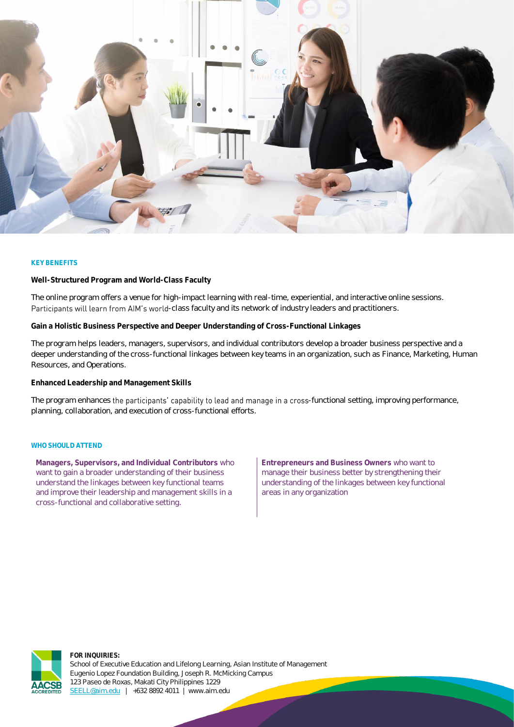## KEY BENEFITS

**Well-Structured Program and World-Class Faculty**

The online program offers a venue for high-impact learning with real-time, experiential, and interactive online sessions. Participants will learn from AIM's world-class faculty and its network of industry leaders and practitioners.

**Gain a Holistic Business Perspective and Deeper Understanding of Cross-Functional Linkages**

The program helps leaders, managers, supervisors, and individual contributors develop a broader business perspective and a deeper understanding of the cross-functional linkages between key teams in an organization, such as Finance, Marketing, Human Resources, and Operations.

**Enhanced Leadership and Management Skills**

The program enhances the participants' capability to lead and manage in a cross-functional setting, improving performance, planning, collaboration, and execution of cross-functional efforts.

## WHO SHOULD ATTEND

**Managers, Supervisors, and Individual Contributors** who want to gain a broader understanding of their business understand the linkages between key functional teams and improve their leadership and management skills in a cross-functional and collaborative setting.

**Entrepreneurs and Business Owners** who want to manage their business better by strengthening their understanding of the linkages between key functional areas in any organization

**FOR INQUIRIES:**
School of Executive Education and Lifelong Learning, Asian Institute of Management
Eugenio Lopez Foundation Building, Joseph R. McMicking Campus
123 Paseo de Roxas, Makati City Philippines 1229
SEELL@aim.edu | +632 8892 4011 | www.aim.edu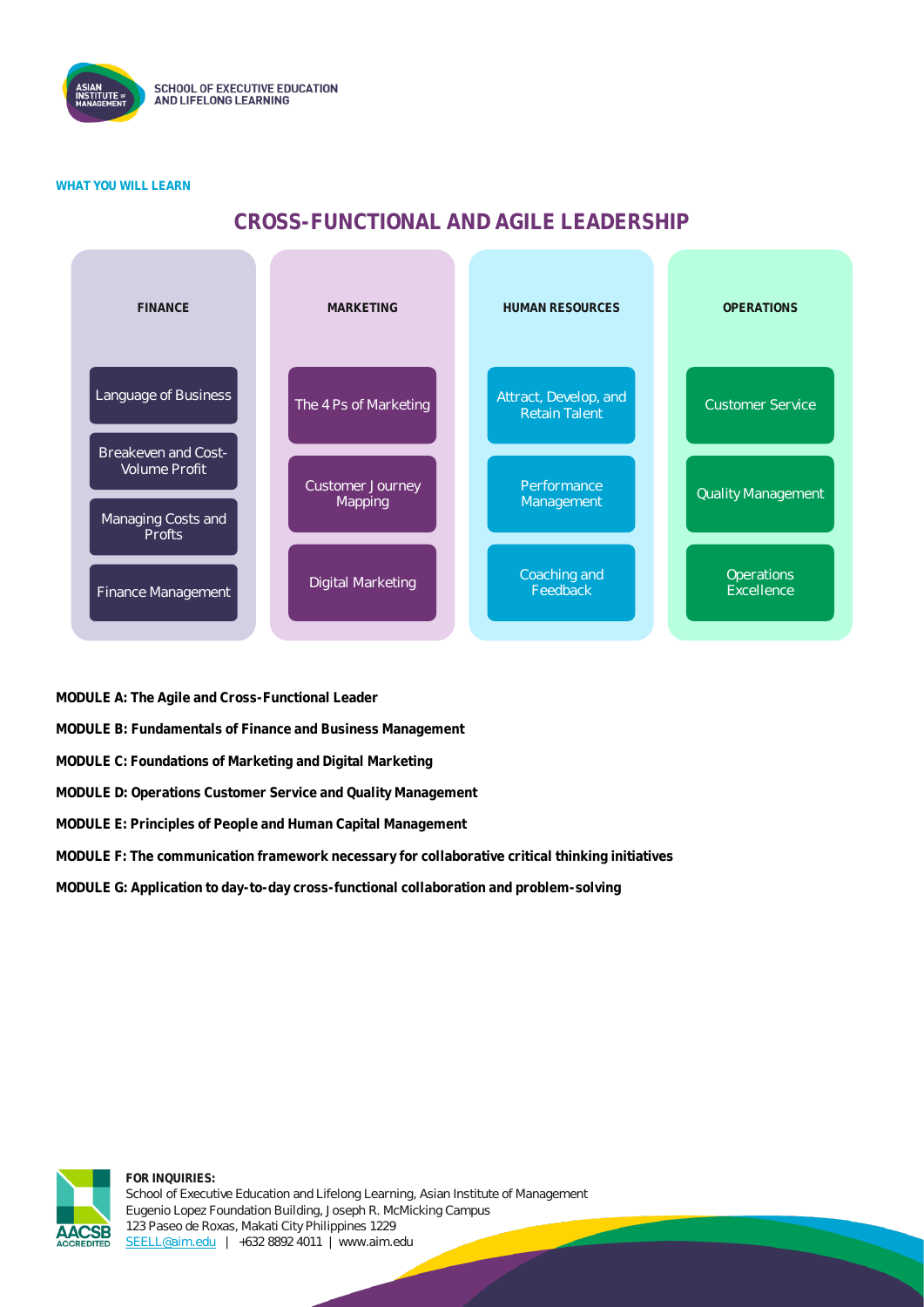**WHAT YOU WILL LEARN**

## CROSS-FUNCTIONAL AND AGILE LEADERSHIP

| FINANCE | MARKETING | HUMAN RESOURCES | OPERATIONS |
|---|---|---|---|
| Language of Business | The 4 Ps of Marketing | Attract, Develop, and Retain Talent | Customer Service |
| Breakeven and Cost-Volume Profit | Customer Journey Mapping | Performance Management | Quality Management |
| Managing Costs and Profts | Digital Marketing | Coaching and Feedback | Operations Excellence |
| Finance Management | | | |

**MODULE A: The Agile and Cross-Functional Leader**

**MODULE B: Fundamentals of Finance and Business Management**

**MODULE C: Foundations of Marketing and Digital Marketing**

**MODULE D: Operations Customer Service and Quality Management**

**MODULE E: Principles of People and Human Capital Management**

**MODULE F: The communication framework necessary for collaborative critical thinking initiatives**

**MODULE G: Application to day-to-day cross-functional collaboration and problem-solving**

**FOR INQUIRIES:**
School of Executive Education and Lifelong Learning, Asian Institute of Management
Eugenio Lopez Foundation Building, Joseph R. McMicking Campus
123 Paseo de Roxas, Makati City Philippines 1229
SEELL@aim.edu | +632 8892 4011 | www.aim.edu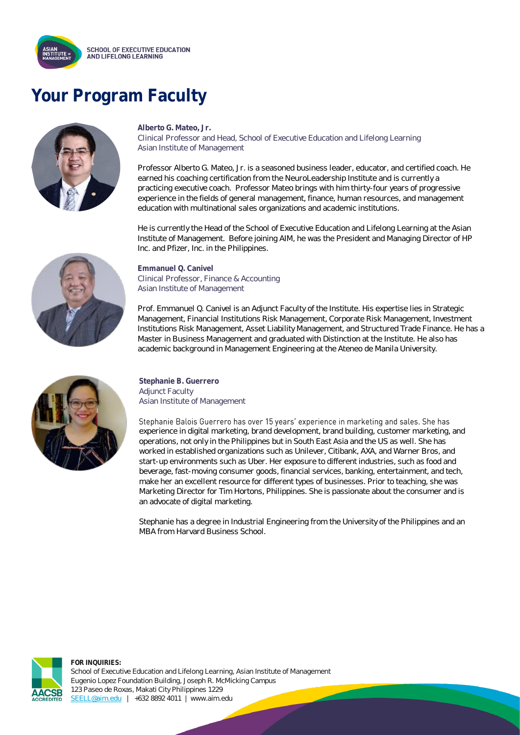# Your Program Faculty

**Alberto G. Mateo, Jr.**
Clinical Professor and Head, School of Executive Education and Lifelong Learning
Asian Institute of Management

Professor Alberto G. Mateo, Jr. is a seasoned business leader, educator, and certified coach. He earned his coaching certification from the NeuroLeadership Institute and is currently a practicing executive coach. Professor Mateo brings with him thirty-four years of progressive experience in the fields of general management, finance, human resources, and management education with multinational sales organizations and academic institutions.

He is currently the Head of the School of Executive Education and Lifelong Learning at the Asian Institute of Management. Before joining AIM, he was the President and Managing Director of HP Inc. and Pfizer, Inc. in the Philippines.

**Emmanuel Q. Canivel**
Clinical Professor, Finance & Accounting
Asian Institute of Management

Prof. Emmanuel Q. Canivel is an Adjunct Faculty of the Institute. His expertise lies in Strategic Management, Financial Institutions Risk Management, Corporate Risk Management, Investment Institutions Risk Management, Asset Liability Management, and Structured Trade Finance. He has a Master in Business Management and graduated with Distinction at the Institute. He also has academic background in Management Engineering at the Ateneo de Manila University.

**Stephanie B. Guerrero**
Adjunct Faculty
Asian Institute of Management

Stephanie Balois Guerrero has over 15 years' experience in marketing and sales. She has experience in digital marketing, brand development, brand building, customer marketing, and operations, not only in the Philippines but in South East Asia and the US as well. She has worked in established organizations such as Unilever, Citibank, AXA, and Warner Bros, and start-up environments such as Uber. Her exposure to different industries, such as food and beverage, fast-moving consumer goods, financial services, banking, entertainment, and tech, make her an excellent resource for different types of businesses. Prior to teaching, she was Marketing Director for Tim Hortons, Philippines. She is passionate about the consumer and is an advocate of digital marketing.

Stephanie has a degree in Industrial Engineering from the University of the Philippines and an MBA from Harvard Business School.

**FOR INQUIRIES:**
School of Executive Education and Lifelong Learning, Asian Institute of Management
Eugenio Lopez Foundation Building, Joseph R. McMicking Campus
123 Paseo de Roxas, Makati City Philippines 1229
SEELL@aim.edu | +632 8892 4011 | www.aim.edu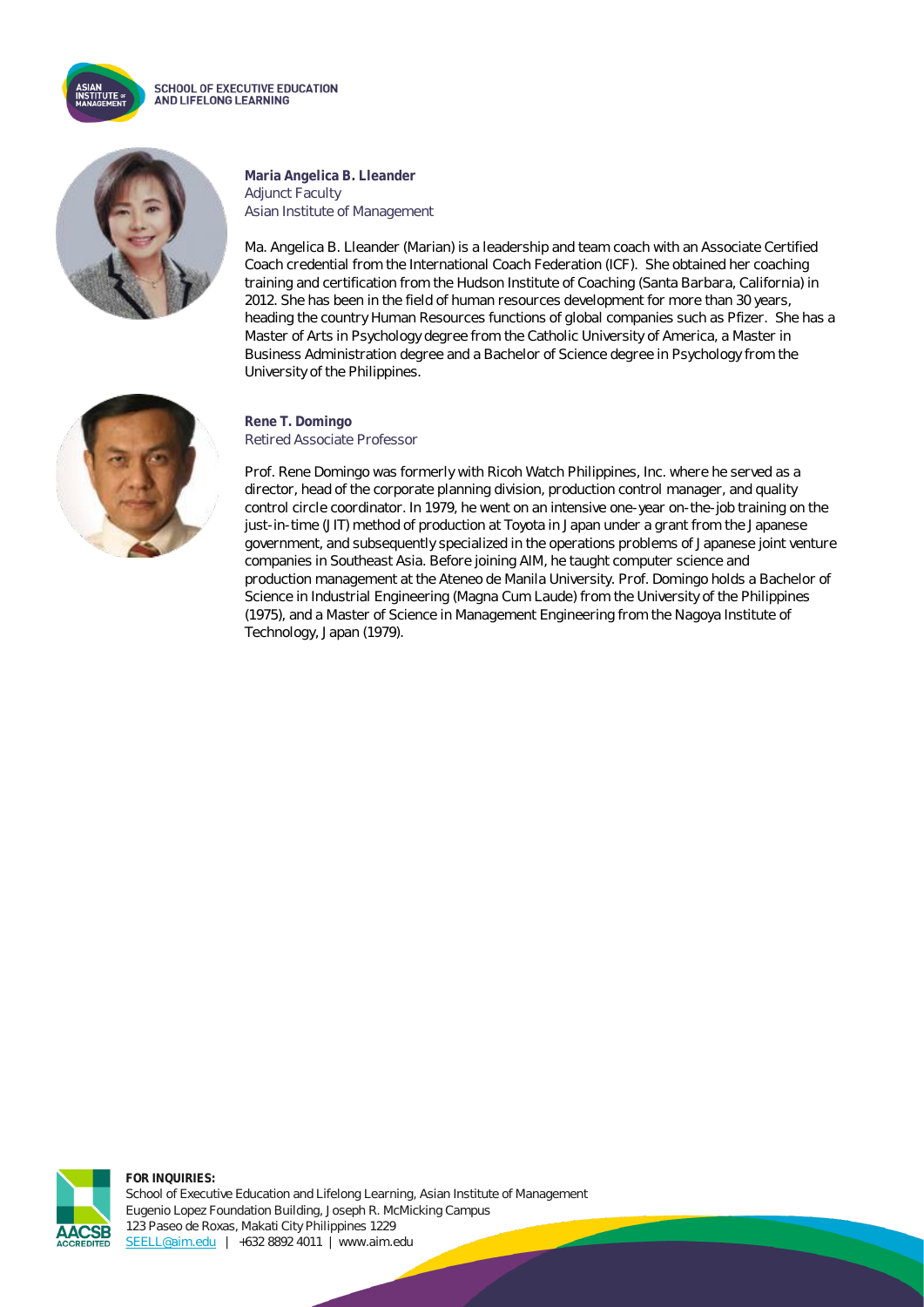**Maria Angelica B. Lleander**
Adjunct Faculty
Asian Institute of Management

Ma. Angelica B. Lleander (Marian) is a leadership and team coach with an Associate Certified Coach credential from the International Coach Federation (ICF). She obtained her coaching training and certification from the Hudson Institute of Coaching (Santa Barbara, California) in 2012. She has been in the field of human resources development for more than 30 years, heading the country Human Resources functions of global companies such as Pfizer. She has a Master of Arts in Psychology degree from the Catholic University of America, a Master in Business Administration degree and a Bachelor of Science degree in Psychology from the University of the Philippines.

**Rene T. Domingo**
Retired Associate Professor

Prof. Rene Domingo was formerly with Ricoh Watch Philippines, Inc. where he served as a director, head of the corporate planning division, production control manager, and quality control circle coordinator. In 1979, he went on an intensive one-year on-the-job training on the just-in-time (JIT) method of production at Toyota in Japan under a grant from the Japanese government, and subsequently specialized in the operations problems of Japanese joint venture companies in Southeast Asia. Before joining AIM, he taught computer science and production management at the Ateneo de Manila University. Prof. Domingo holds a Bachelor of Science in Industrial Engineering (Magna Cum Laude) from the University of the Philippines (1975), and a Master of Science in Management Engineering from the Nagoya Institute of Technology, Japan (1979).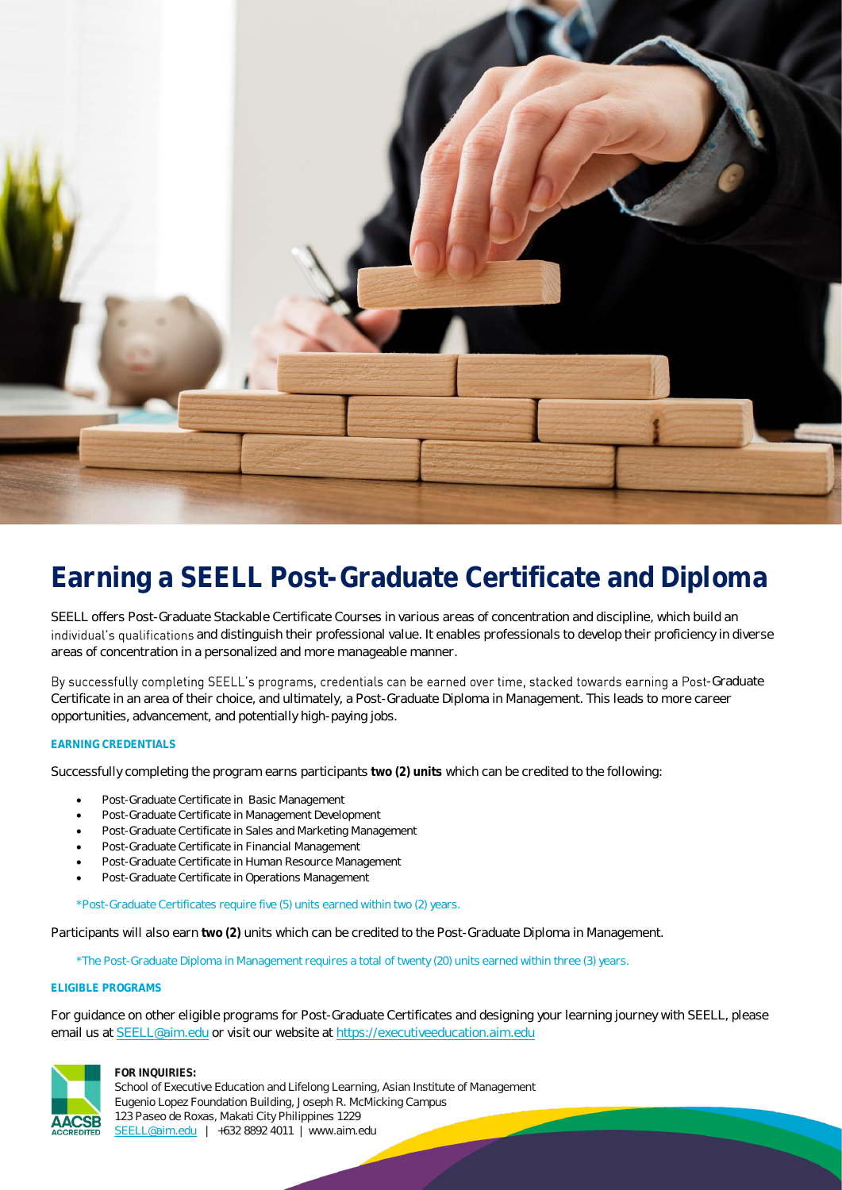# Earning a SEELL Post-Graduate Certificate and Diploma

SEELL offers Post-Graduate Stackable Certificate Courses in various areas of concentration and discipline, which build an individual's qualifications and distinguish their professional value. It enables professionals to develop their proficiency in diverse areas of concentration in a personalized and more manageable manner.

By successfully completing SEELL's programs, credentials can be earned over time, stacked towards earning a Post-Graduate Certificate in an area of their choice, and ultimately, a Post-Graduate Diploma in Management. This leads to more career opportunities, advancement, and potentially high-paying jobs.

### EARNING CREDENTIALS

Successfully completing the program earns participants **two (2) units** which can be credited to the following:

- Post-Graduate Certificate in Basic Management
- Post-Graduate Certificate in Management Development
- Post-Graduate Certificate in Sales and Marketing Management
- Post-Graduate Certificate in Financial Management
- Post-Graduate Certificate in Human Resource Management
- Post-Graduate Certificate in Operations Management

*Post-Graduate Certificates require five (5) units earned within two (2) years.

Participants will also earn **two (2)** units which can be credited to the Post-Graduate Diploma in Management.

*The Post-Graduate Diploma in Management requires a total of twenty (20) units earned within three (3) years.

### ELIGIBLE PROGRAMS

For guidance on other eligible programs for Post-Graduate Certificates and designing your learning journey with SEELL, please email us at SEELL@aim.edu or visit our website at https://executiveeducation.aim.edu

**FOR INQUIRIES:**
School of Executive Education and Lifelong Learning, Asian Institute of Management
Eugenio Lopez Foundation Building, Joseph R. McMicking Campus
123 Paseo de Roxas, Makati City Philippines 1229
SEELL@aim.edu | +632 8892 4011 | www.aim.edu

AACSB ACCREDITED